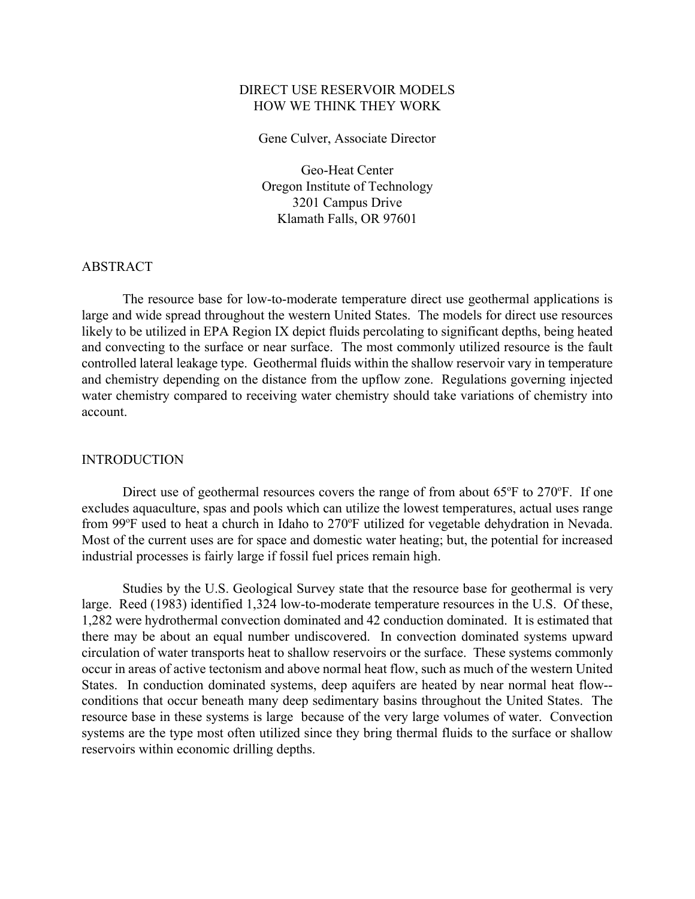# DIRECT USE RESERVOIR MODELS
# HOW WE THINK THEY WORK

Gene Culver, Associate Director

Geo-Heat Center
Oregon Institute of Technology
3201 Campus Drive
Klamath Falls, OR 97601

## ABSTRACT

The resource base for low-to-moderate temperature direct use geothermal applications is large and wide spread throughout the western United States. The models for direct use resources likely to be utilized in EPA Region IX depict fluids percolating to significant depths, being heated and convecting to the surface or near surface. The most commonly utilized resource is the fault controlled lateral leakage type. Geothermal fluids within the shallow reservoir vary in temperature and chemistry depending on the distance from the upflow zone. Regulations governing injected water chemistry compared to receiving water chemistry should take variations of chemistry into account.

## INTRODUCTION

Direct use of geothermal resources covers the range of from about 65ºF to 270ºF. If one excludes aquaculture, spas and pools which can utilize the lowest temperatures, actual uses range from 99ºF used to heat a church in Idaho to 270ºF utilized for vegetable dehydration in Nevada. Most of the current uses are for space and domestic water heating; but, the potential for increased industrial processes is fairly large if fossil fuel prices remain high.

Studies by the U.S. Geological Survey state that the resource base for geothermal is very large. Reed (1983) identified 1,324 low-to-moderate temperature resources in the U.S. Of these, 1,282 were hydrothermal convection dominated and 42 conduction dominated. It is estimated that there may be about an equal number undiscovered. In convection dominated systems upward circulation of water transports heat to shallow reservoirs or the surface. These systems commonly occur in areas of active tectonism and above normal heat flow, such as much of the western United States. In conduction dominated systems, deep aquifers are heated by near normal heat flow--conditions that occur beneath many deep sedimentary basins throughout the United States. The resource base in these systems is large because of the very large volumes of water. Convection systems are the type most often utilized since they bring thermal fluids to the surface or shallow reservoirs within economic drilling depths.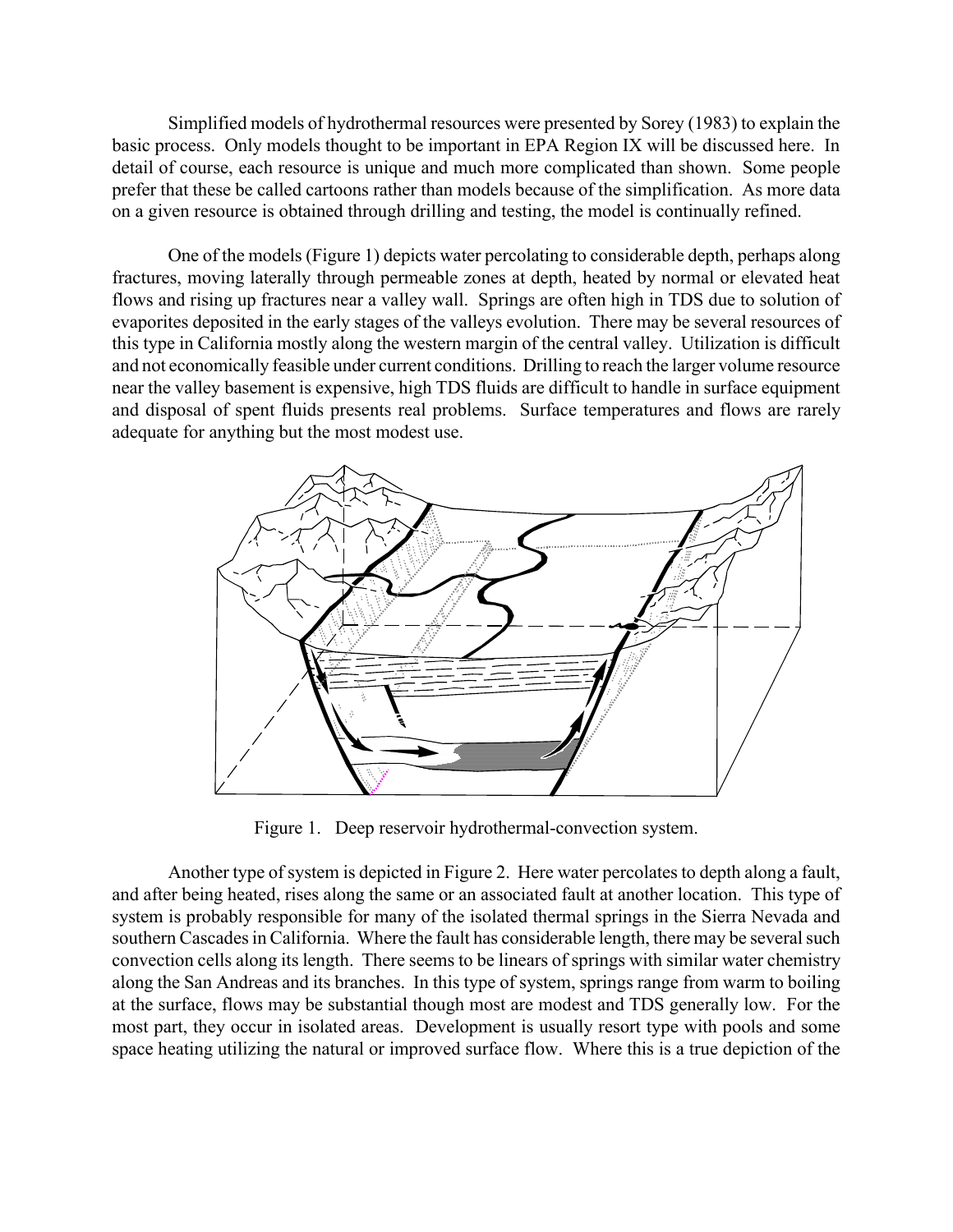Simplified models of hydrothermal resources were presented by Sorey (1983) to explain the basic process. Only models thought to be important in EPA Region IX will be discussed here. In detail of course, each resource is unique and much more complicated than shown. Some people prefer that these be called cartoons rather than models because of the simplification. As more data on a given resource is obtained through drilling and testing, the model is continually refined.

One of the models (Figure 1) depicts water percolating to considerable depth, perhaps along fractures, moving laterally through permeable zones at depth, heated by normal or elevated heat flows and rising up fractures near a valley wall. Springs are often high in TDS due to solution of evaporites deposited in the early stages of the valleys evolution. There may be several resources of this type in California mostly along the western margin of the central valley. Utilization is difficult and not economically feasible under current conditions. Drilling to reach the larger volume resource near the valley basement is expensive, high TDS fluids are difficult to handle in surface equipment and disposal of spent fluids presents real problems. Surface temperatures and flows are rarely adequate for anything but the most modest use.

Figure 1. Deep reservoir hydrothermal-convection system.

Another type of system is depicted in Figure 2. Here water percolates to depth along a fault, and after being heated, rises along the same or an associated fault at another location. This type of system is probably responsible for many of the isolated thermal springs in the Sierra Nevada and southern Cascades in California. Where the fault has considerable length, there may be several such convection cells along its length. There seems to be linears of springs with similar water chemistry along the San Andreas and its branches. In this type of system, springs range from warm to boiling at the surface, flows may be substantial though most are modest and TDS generally low. For the most part, they occur in isolated areas. Development is usually resort type with pools and some space heating utilizing the natural or improved surface flow. Where this is a true depiction of the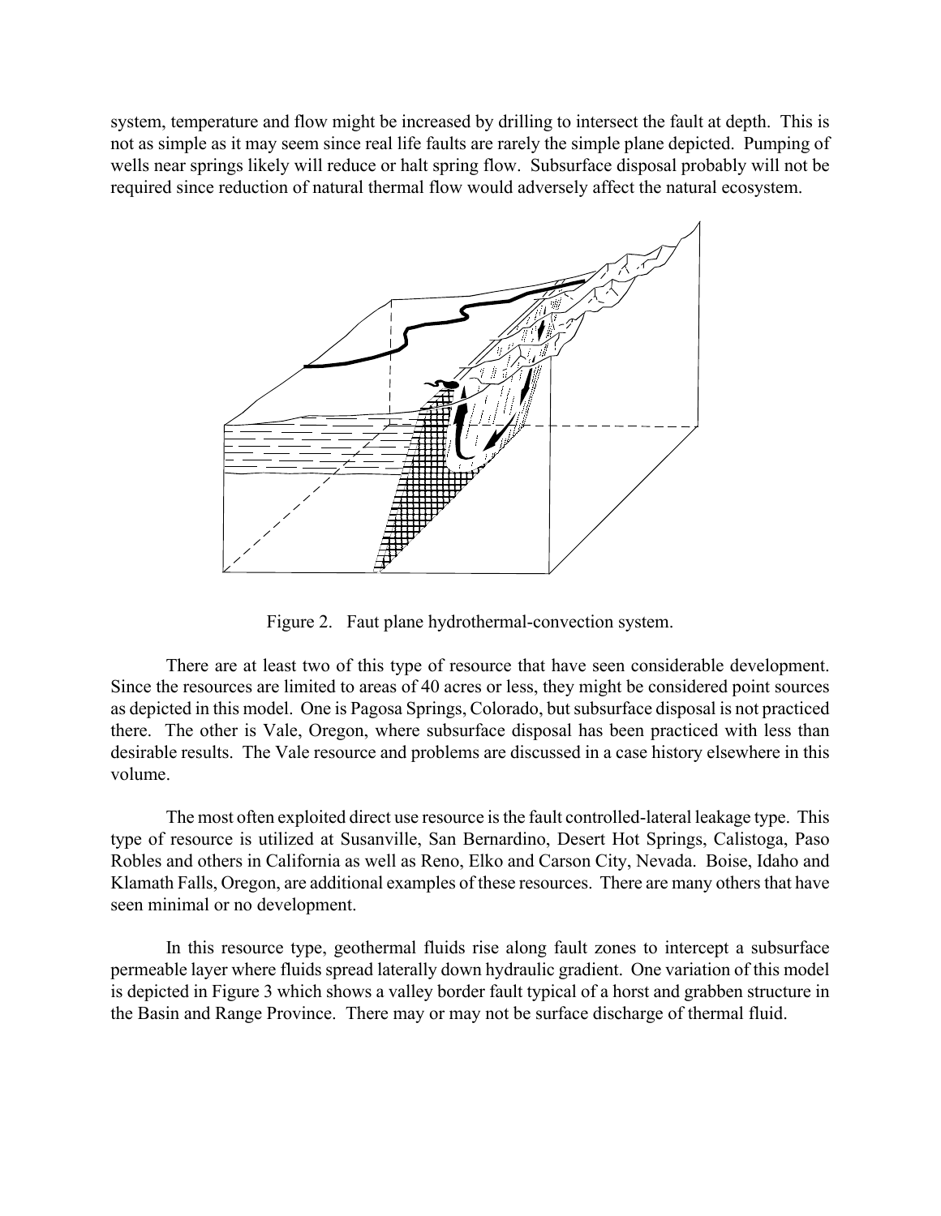system, temperature and flow might be increased by drilling to intersect the fault at depth. This is not as simple as it may seem since real life faults are rarely the simple plane depicted. Pumping of wells near springs likely will reduce or halt spring flow. Subsurface disposal probably will not be required since reduction of natural thermal flow would adversely affect the natural ecosystem.

Figure 2. Faut plane hydrothermal-convection system.

There are at least two of this type of resource that have seen considerable development. Since the resources are limited to areas of 40 acres or less, they might be considered point sources as depicted in this model. One is Pagosa Springs, Colorado, but subsurface disposal is not practiced there. The other is Vale, Oregon, where subsurface disposal has been practiced with less than desirable results. The Vale resource and problems are discussed in a case history elsewhere in this volume.

The most often exploited direct use resource is the fault controlled-lateral leakage type. This type of resource is utilized at Susanville, San Bernardino, Desert Hot Springs, Calistoga, Paso Robles and others in California as well as Reno, Elko and Carson City, Nevada. Boise, Idaho and Klamath Falls, Oregon, are additional examples of these resources. There are many others that have seen minimal or no development.

In this resource type, geothermal fluids rise along fault zones to intercept a subsurface permeable layer where fluids spread laterally down hydraulic gradient. One variation of this model is depicted in Figure 3 which shows a valley border fault typical of a horst and grabben structure in the Basin and Range Province. There may or may not be surface discharge of thermal fluid.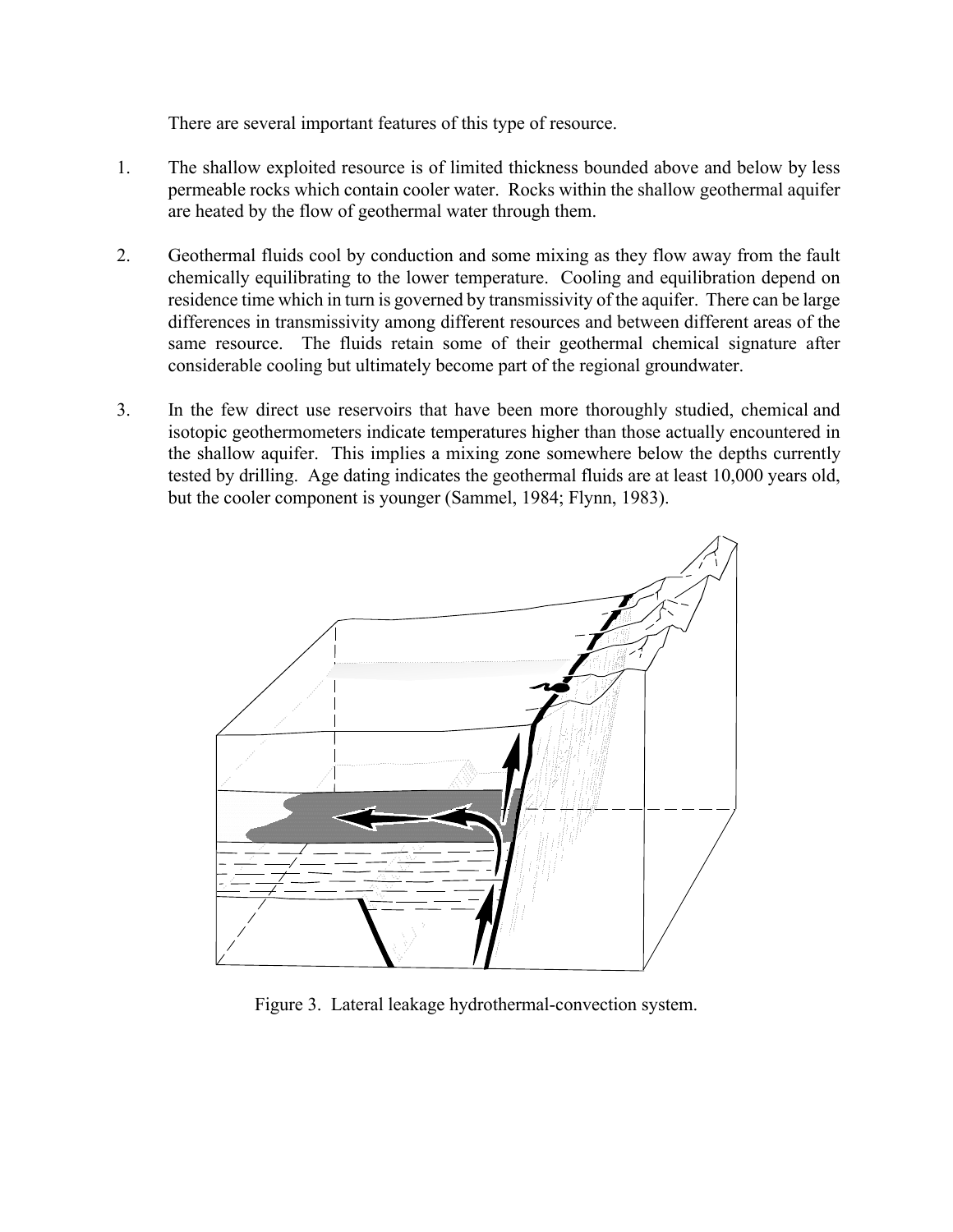There are several important features of this type of resource.

1. The shallow exploited resource is of limited thickness bounded above and below by less permeable rocks which contain cooler water. Rocks within the shallow geothermal aquifer are heated by the flow of geothermal water through them.

2. Geothermal fluids cool by conduction and some mixing as they flow away from the fault chemically equilibrating to the lower temperature. Cooling and equilibration depend on residence time which in turn is governed by transmissivity of the aquifer. There can be large differences in transmissivity among different resources and between different areas of the same resource. The fluids retain some of their geothermal chemical signature after considerable cooling but ultimately become part of the regional groundwater.

3. In the few direct use reservoirs that have been more thoroughly studied, chemical and isotopic geothermometers indicate temperatures higher than those actually encountered in the shallow aquifer. This implies a mixing zone somewhere below the depths currently tested by drilling. Age dating indicates the geothermal fluids are at least 10,000 years old, but the cooler component is younger (Sammel, 1984; Flynn, 1983).

Figure 3. Lateral leakage hydrothermal-convection system.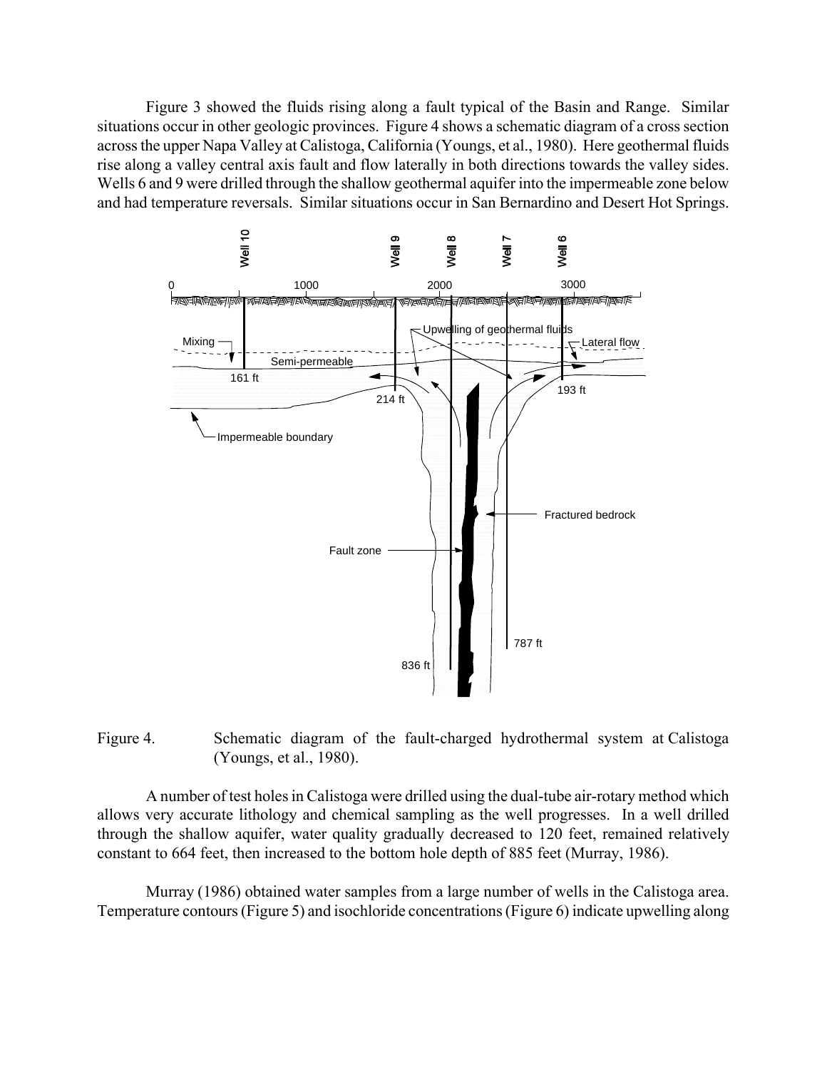Figure 3 showed the fluids rising along a fault typical of the Basin and Range. Similar situations occur in other geologic provinces. Figure 4 shows a schematic diagram of a cross section across the upper Napa Valley at Calistoga, California (Youngs, et al., 1980). Here geothermal fluids rise along a valley central axis fault and flow laterally in both directions towards the valley sides. Wells 6 and 9 were drilled through the shallow geothermal aquifer into the impermeable zone below and had temperature reversals. Similar situations occur in San Bernardino and Desert Hot Springs.

Figure 4. Schematic diagram of the fault-charged hydrothermal system at Calistoga (Youngs, et al., 1980).

A number of test holes in Calistoga were drilled using the dual-tube air-rotary method which allows very accurate lithology and chemical sampling as the well progresses. In a well drilled through the shallow aquifer, water quality gradually decreased to 120 feet, remained relatively constant to 664 feet, then increased to the bottom hole depth of 885 feet (Murray, 1986).

Murray (1986) obtained water samples from a large number of wells in the Calistoga area. Temperature contours (Figure 5) and isochloride concentrations (Figure 6) indicate upwelling along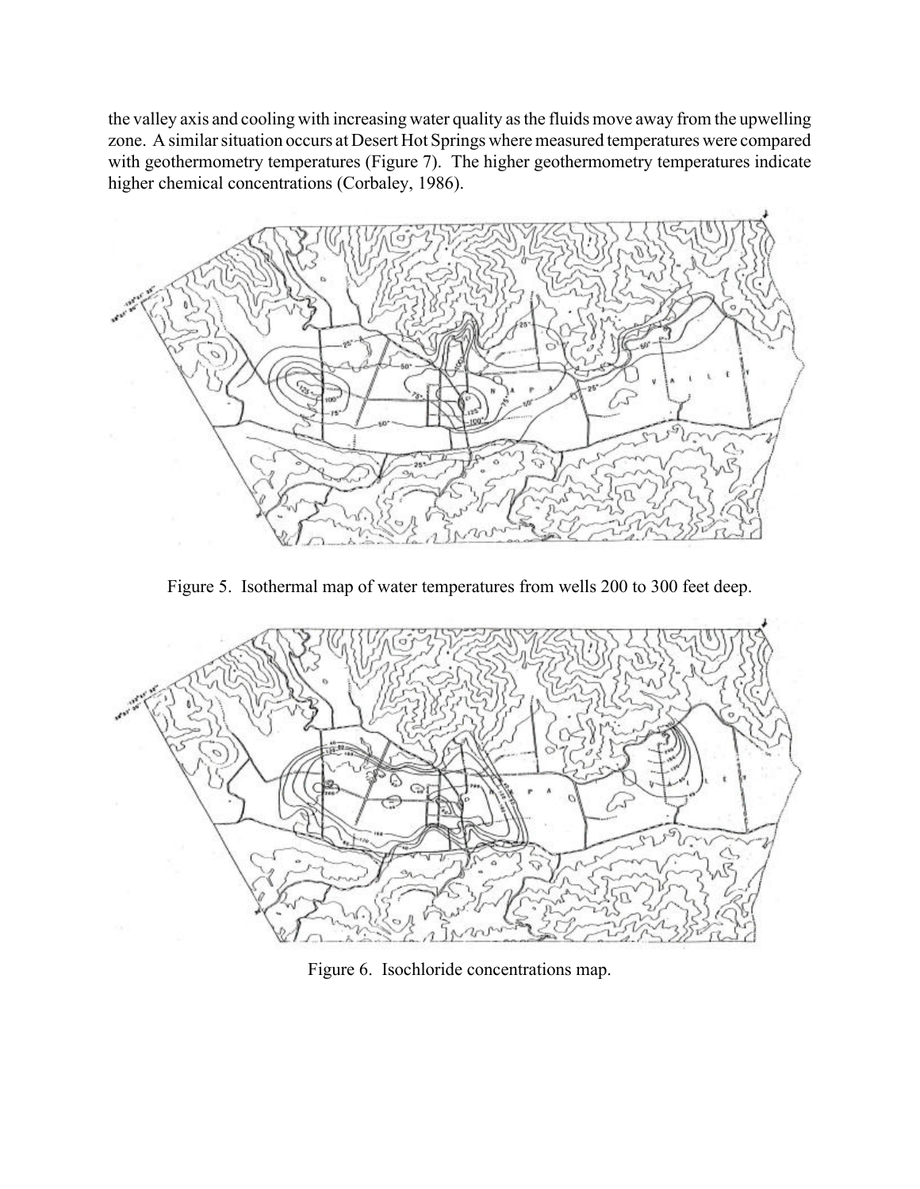the valley axis and cooling with increasing water quality as the fluids move away from the upwelling zone. A similar situation occurs at Desert Hot Springs where measured temperatures were compared with geothermometry temperatures (Figure 7). The higher geothermometry temperatures indicate higher chemical concentrations (Corbaley, 1986).

Figure 5. Isothermal map of water temperatures from wells 200 to 300 feet deep.

Figure 6. Isochloride concentrations map.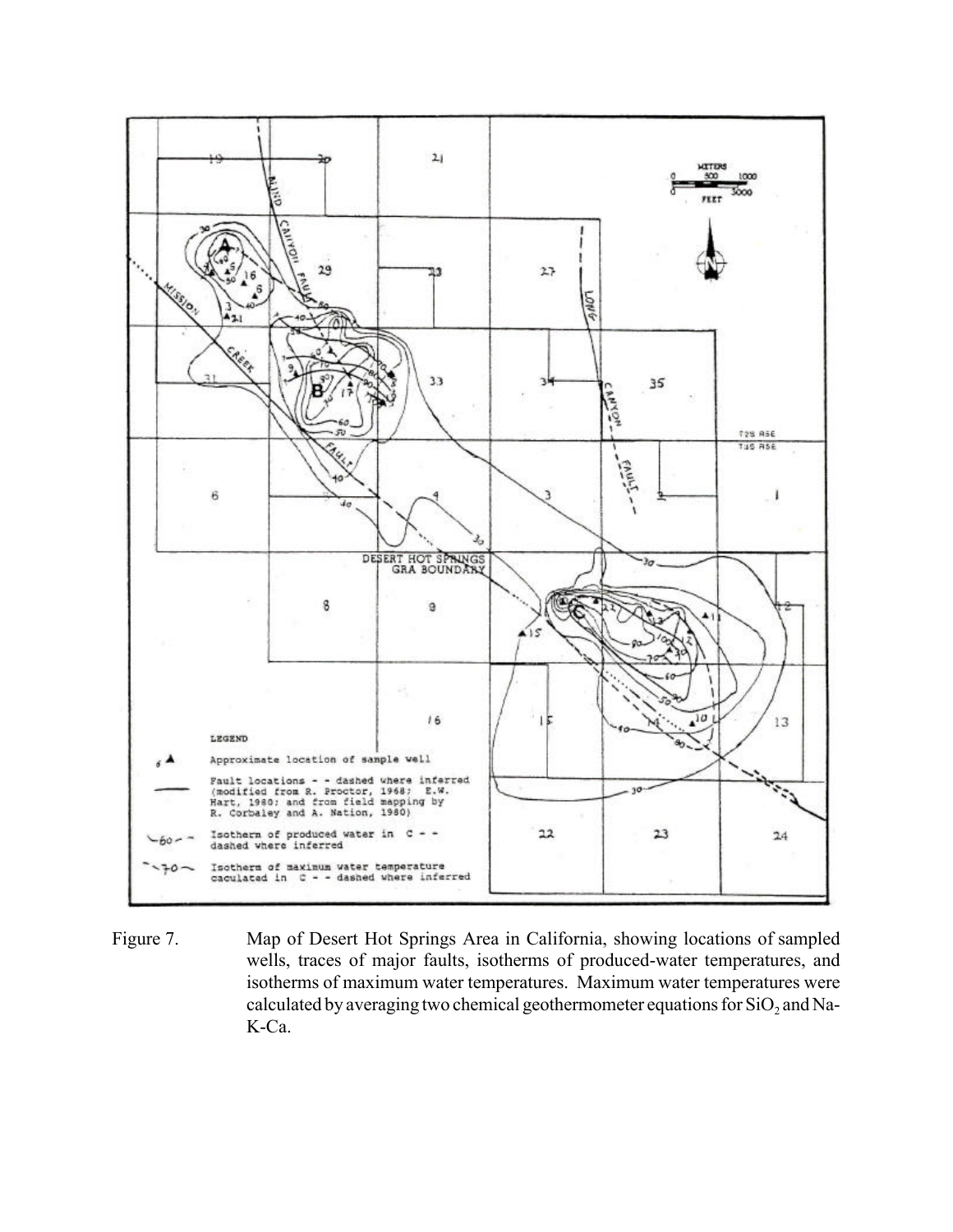Figure 7. Map of Desert Hot Springs Area in California, showing locations of sampled wells, traces of major faults, isotherms of produced-water temperatures, and isotherms of maximum water temperatures. Maximum water temperatures were calculated by averaging two chemical geothermometer equations for $SiO_2$ and Na-K-Ca.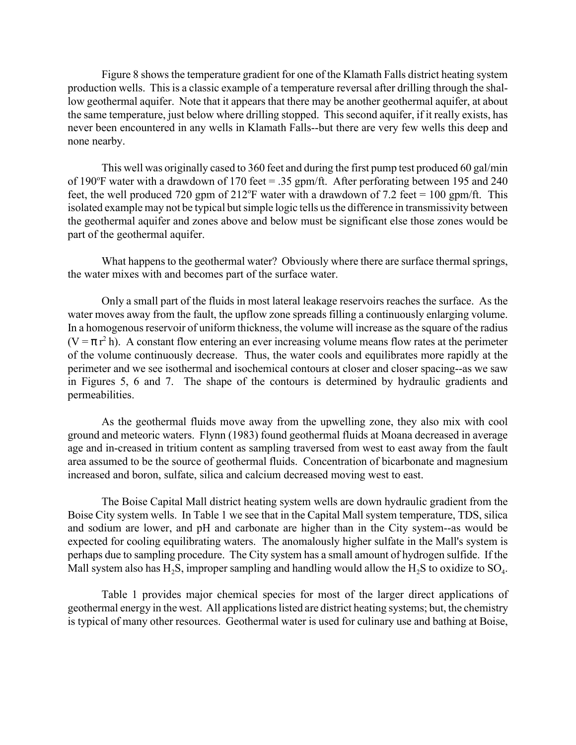Figure 8 shows the temperature gradient for one of the Klamath Falls district heating system production wells. This is a classic example of a temperature reversal after drilling through the shallow geothermal aquifer. Note that it appears that there may be another geothermal aquifer, at about the same temperature, just below where drilling stopped. This second aquifer, if it really exists, has never been encountered in any wells in Klamath Falls--but there are very few wells this deep and none nearby.

This well was originally cased to 360 feet and during the first pump test produced 60 gal/min of 190°F water with a drawdown of 170 feet = .35 gpm/ft. After perforating between 195 and 240 feet, the well produced 720 gpm of 212°F water with a drawdown of 7.2 feet = 100 gpm/ft. This isolated example may not be typical but simple logic tells us the difference in transmissivity between the geothermal aquifer and zones above and below must be significant else those zones would be part of the geothermal aquifer.

What happens to the geothermal water? Obviously where there are surface thermal springs, the water mixes with and becomes part of the surface water.

Only a small part of the fluids in most lateral leakage reservoirs reaches the surface. As the water moves away from the fault, the upflow zone spreads filling a continuously enlarging volume. In a homogenous reservoir of uniform thickness, the volume will increase as the square of the radius ($V = \pi r^2 h$). A constant flow entering an ever increasing volume means flow rates at the perimeter of the volume continuously decrease. Thus, the water cools and equilibrates more rapidly at the perimeter and we see isothermal and isochemical contours at closer and closer spacing--as we saw in Figures 5, 6 and 7. The shape of the contours is determined by hydraulic gradients and permeabilities.

As the geothermal fluids move away from the upwelling zone, they also mix with cool ground and meteoric waters. Flynn (1983) found geothermal fluids at Moana decreased in average age and in-creased in tritium content as sampling traversed from west to east away from the fault area assumed to be the source of geothermal fluids. Concentration of bicarbonate and magnesium increased and boron, sulfate, silica and calcium decreased moving west to east.

The Boise Capital Mall district heating system wells are down hydraulic gradient from the Boise City system wells. In Table 1 we see that in the Capital Mall system temperature, TDS, silica and sodium are lower, and pH and carbonate are higher than in the City system--as would be expected for cooling equilibrating waters. The anomalously higher sulfate in the Mall's system is perhaps due to sampling procedure. The City system has a small amount of hydrogen sulfide. If the Mall system also has $H_2S$, improper sampling and handling would allow the $H_2S$ to oxidize to $SO_4$.

Table 1 provides major chemical species for most of the larger direct applications of geothermal energy in the west. All applications listed are district heating systems; but, the chemistry is typical of many other resources. Geothermal water is used for culinary use and bathing at Boise,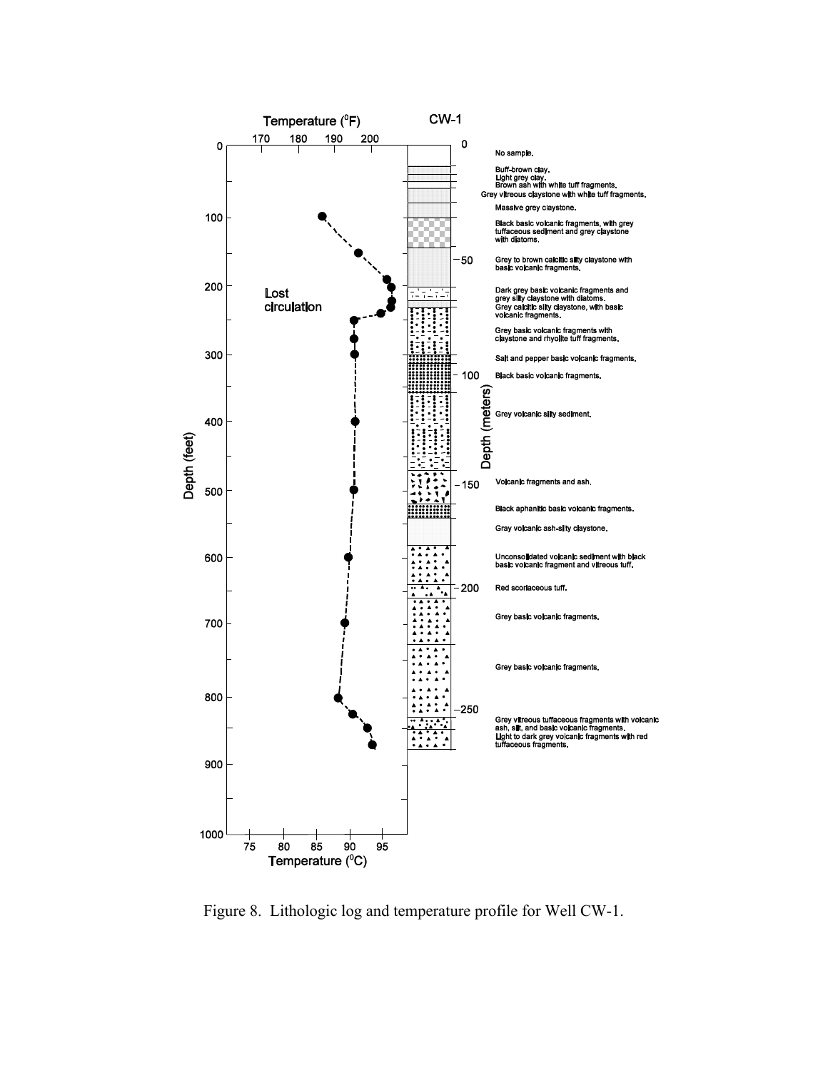Figure 8. Lithologic log and temperature profile for Well CW-1.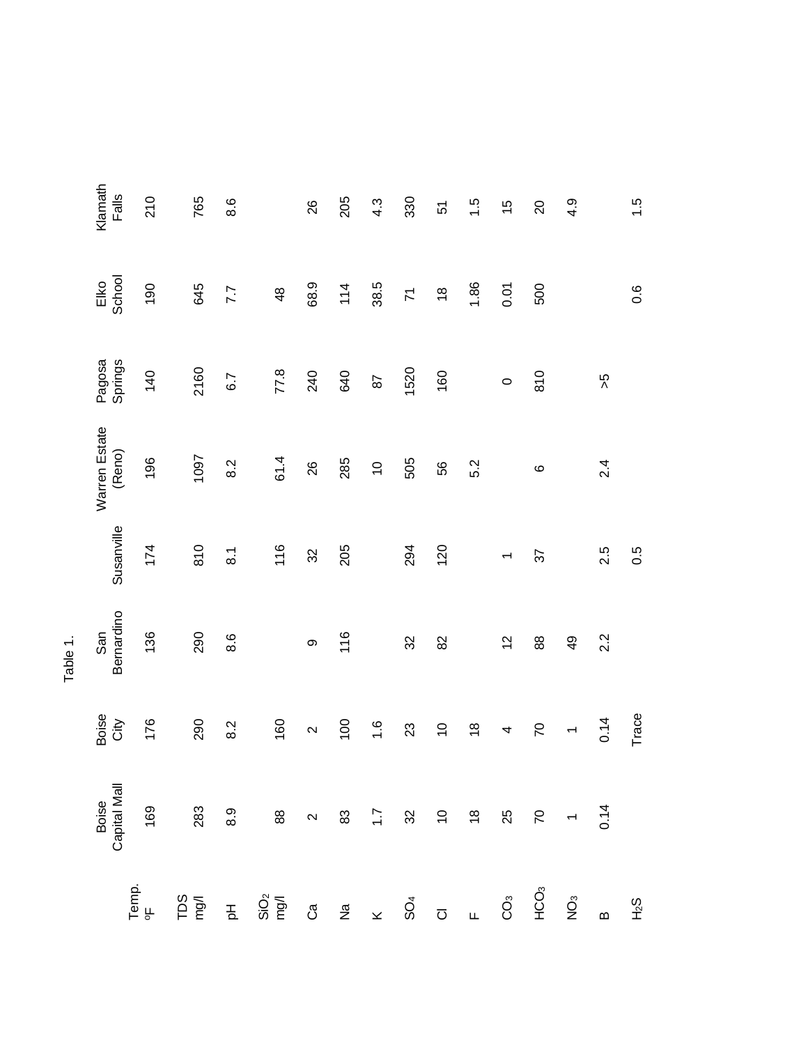Table 1.

| | Boise Capital Mall | Boise City | San Bernardino | Susanville | Warren Estate (Reno) | Pagosa Springs | Elko School | Klamath Falls |
|---|---|---|---|---|---|---|---|---|
| Temp. °F | 169 | 176 | 136 | 174 | 196 | 140 | 190 | 210 |
| TDS mg/l | 283 | 290 | 290 | 810 | 1097 | 2160 | 645 | 765 |
| pH | 8.9 | 8.2 | 8.6 | 8.1 | 8.2 | 6.7 | 7.7 | 8.6 |
| $SiO_2$ mg/l | 88 | 160 | | 116 | 61.4 | 77.8 | 48 | |
| Ca | 2 | 2 | 9 | 32 | 26 | 240 | 68.9 | 26 |
| Na | 83 | 100 | 116 | 205 | 285 | 640 | 114 | 205 |
| K | 1.7 | 1.6 | | | 10 | 87 | 38.5 | 4.3 |
| $SO_4$ | 32 | 23 | 32 | 294 | 505 | 1520 | 71 | 330 |
| Cl | 10 | 10 | 82 | 120 | 56 | 160 | 18 | 51 |
| F | 18 | 18 | | | 5.2 | | 1.86 | 1.5 |
| $CO_3$ | 25 | 4 | 12 | 1 | | 0 | 0.01 | 15 |
| $HCO_3$ | 70 | 70 | 88 | 37 | 6 | 810 | 500 | 20 |
| $NO_3$ | 1 | 1 | 49 | | | | | 4.9 |
| B | 0.14 | 0.14 | 2.2 | 2.5 | 2.4 | >5 | | |
| $H_2S$ | | Trace | | 0.5 | | | 0.6 | 1.5 |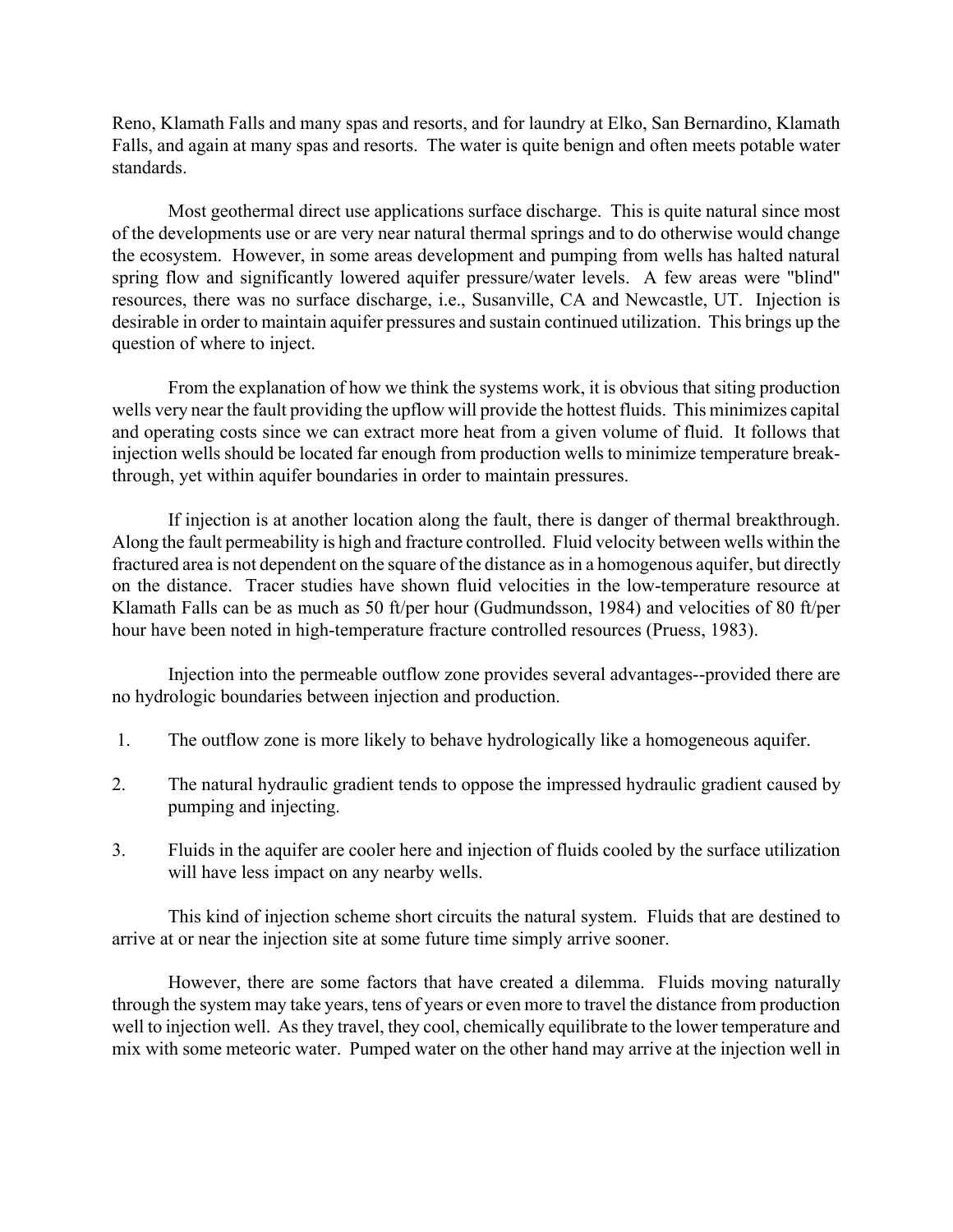Reno, Klamath Falls and many spas and resorts, and for laundry at Elko, San Bernardino, Klamath Falls, and again at many spas and resorts. The water is quite benign and often meets potable water standards.

Most geothermal direct use applications surface discharge. This is quite natural since most of the developments use or are very near natural thermal springs and to do otherwise would change the ecosystem. However, in some areas development and pumping from wells has halted natural spring flow and significantly lowered aquifer pressure/water levels. A few areas were "blind" resources, there was no surface discharge, i.e., Susanville, CA and Newcastle, UT. Injection is desirable in order to maintain aquifer pressures and sustain continued utilization. This brings up the question of where to inject.

From the explanation of how we think the systems work, it is obvious that siting production wells very near the fault providing the upflow will provide the hottest fluids. This minimizes capital and operating costs since we can extract more heat from a given volume of fluid. It follows that injection wells should be located far enough from production wells to minimize temperature breakthrough, yet within aquifer boundaries in order to maintain pressures.

If injection is at another location along the fault, there is danger of thermal breakthrough. Along the fault permeability is high and fracture controlled. Fluid velocity between wells within the fractured area is not dependent on the square of the distance as in a homogenous aquifer, but directly on the distance. Tracer studies have shown fluid velocities in the low-temperature resource at Klamath Falls can be as much as 50 ft/per hour (Gudmundsson, 1984) and velocities of 80 ft/per hour have been noted in high-temperature fracture controlled resources (Pruess, 1983).

Injection into the permeable outflow zone provides several advantages--provided there are no hydrologic boundaries between injection and production.

1. The outflow zone is more likely to behave hydrologically like a homogeneous aquifer.
2. The natural hydraulic gradient tends to oppose the impressed hydraulic gradient caused by pumping and injecting.
3. Fluids in the aquifer are cooler here and injection of fluids cooled by the surface utilization will have less impact on any nearby wells.

This kind of injection scheme short circuits the natural system. Fluids that are destined to arrive at or near the injection site at some future time simply arrive sooner.

However, there are some factors that have created a dilemma. Fluids moving naturally through the system may take years, tens of years or even more to travel the distance from production well to injection well. As they travel, they cool, chemically equilibrate to the lower temperature and mix with some meteoric water. Pumped water on the other hand may arrive at the injection well in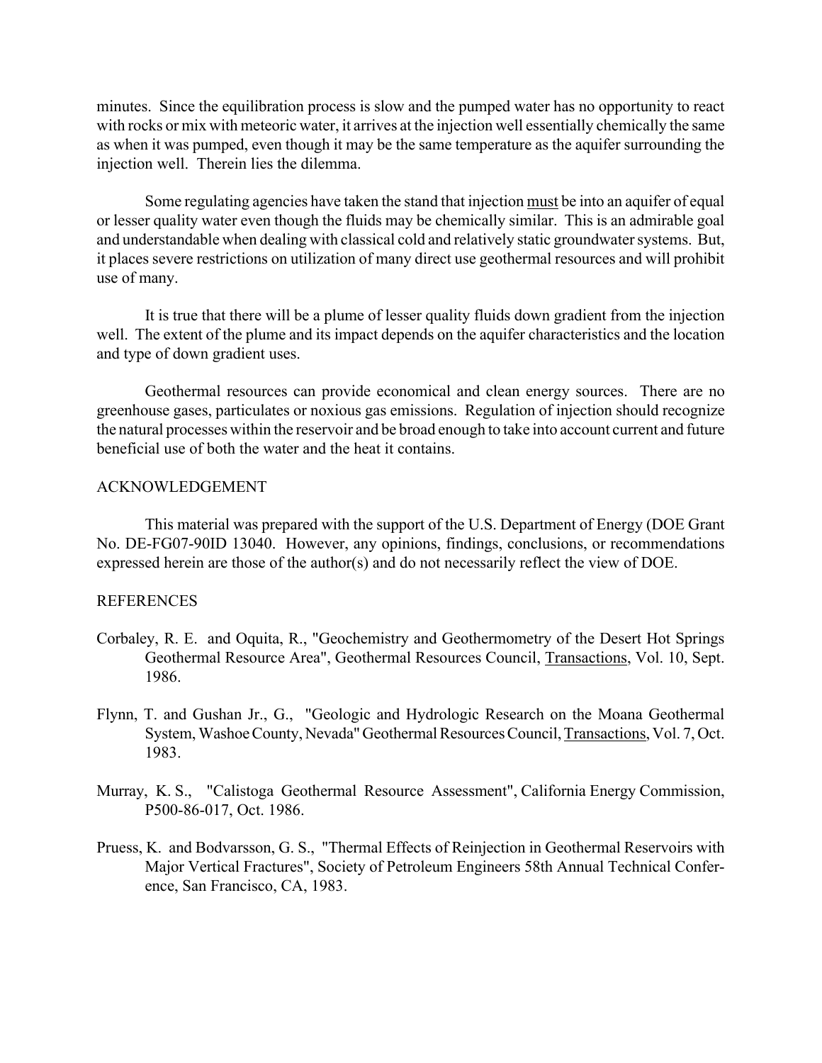minutes. Since the equilibration process is slow and the pumped water has no opportunity to react with rocks or mix with meteoric water, it arrives at the injection well essentially chemically the same as when it was pumped, even though it may be the same temperature as the aquifer surrounding the injection well. Therein lies the dilemma.

Some regulating agencies have taken the stand that injection must be into an aquifer of equal or lesser quality water even though the fluids may be chemically similar. This is an admirable goal and understandable when dealing with classical cold and relatively static groundwater systems. But, it places severe restrictions on utilization of many direct use geothermal resources and will prohibit use of many.

It is true that there will be a plume of lesser quality fluids down gradient from the injection well. The extent of the plume and its impact depends on the aquifer characteristics and the location and type of down gradient uses.

Geothermal resources can provide economical and clean energy sources. There are no greenhouse gases, particulates or noxious gas emissions. Regulation of injection should recognize the natural processes within the reservoir and be broad enough to take into account current and future beneficial use of both the water and the heat it contains.

## ACKNOWLEDGEMENT

This material was prepared with the support of the U.S. Department of Energy (DOE Grant No. DE-FG07-90ID 13040. However, any opinions, findings, conclusions, or recommendations expressed herein are those of the author(s) and do not necessarily reflect the view of DOE.

## REFERENCES

Corbaley, R. E. and Oquita, R., "Geochemistry and Geothermometry of the Desert Hot Springs Geothermal Resource Area", Geothermal Resources Council, Transactions, Vol. 10, Sept. 1986.

Flynn, T. and Gushan Jr., G., "Geologic and Hydrologic Research on the Moana Geothermal System, Washoe County, Nevada" Geothermal Resources Council, Transactions, Vol. 7, Oct. 1983.

Murray, K. S., "Calistoga Geothermal Resource Assessment", California Energy Commission, P500-86-017, Oct. 1986.

Pruess, K. and Bodvarsson, G. S., "Thermal Effects of Reinjection in Geothermal Reservoirs with Major Vertical Fractures", Society of Petroleum Engineers 58th Annual Technical Conference, San Francisco, CA, 1983.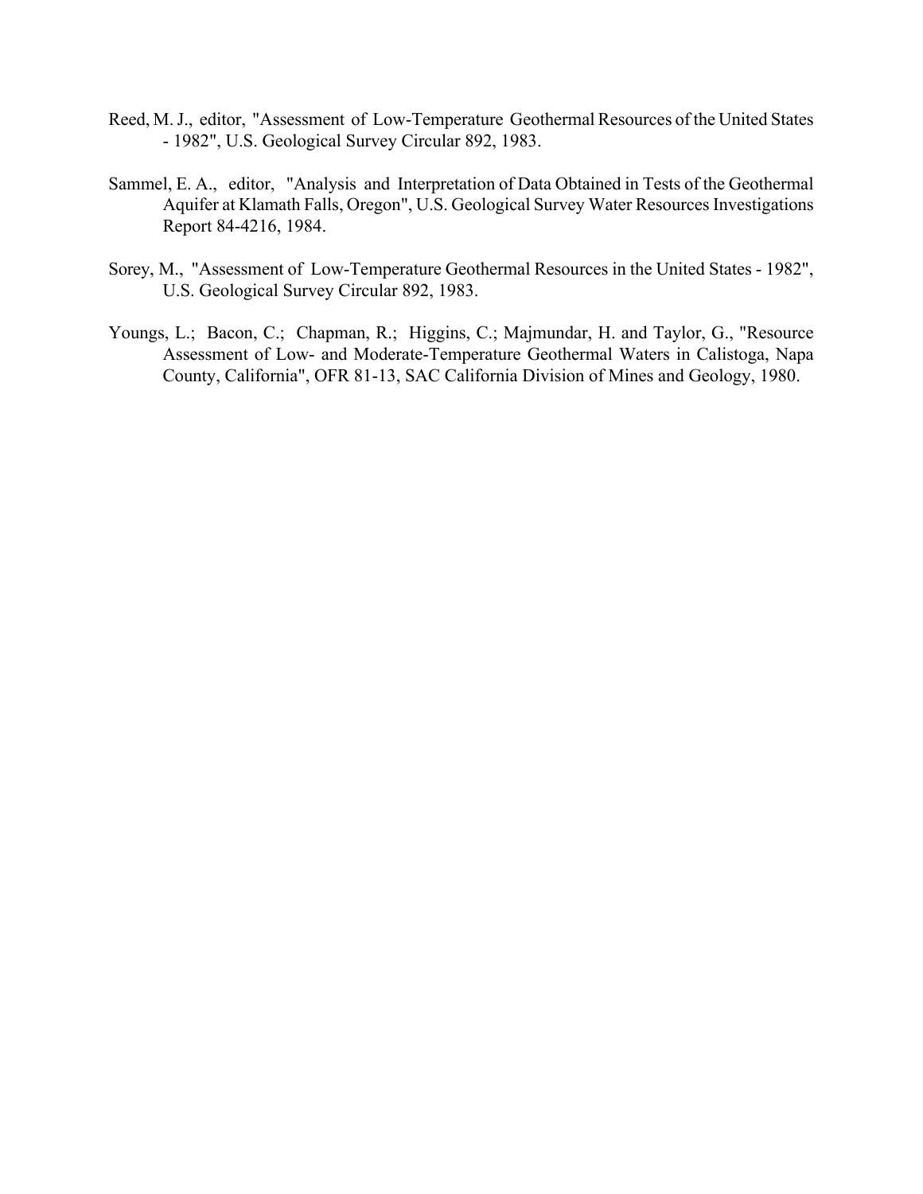Reed, M. J., editor, "Assessment of Low-Temperature Geothermal Resources of the United States - 1982", U.S. Geological Survey Circular 892, 1983.

Sammel, E. A., editor, "Analysis and Interpretation of Data Obtained in Tests of the Geothermal Aquifer at Klamath Falls, Oregon", U.S. Geological Survey Water Resources Investigations Report 84-4216, 1984.

Sorey, M., "Assessment of Low-Temperature Geothermal Resources in the United States - 1982", U.S. Geological Survey Circular 892, 1983.

Youngs, L.; Bacon, C.; Chapman, R.; Higgins, C.; Majmundar, H. and Taylor, G., "Resource Assessment of Low- and Moderate-Temperature Geothermal Waters in Calistoga, Napa County, California", OFR 81-13, SAC California Division of Mines and Geology, 1980.